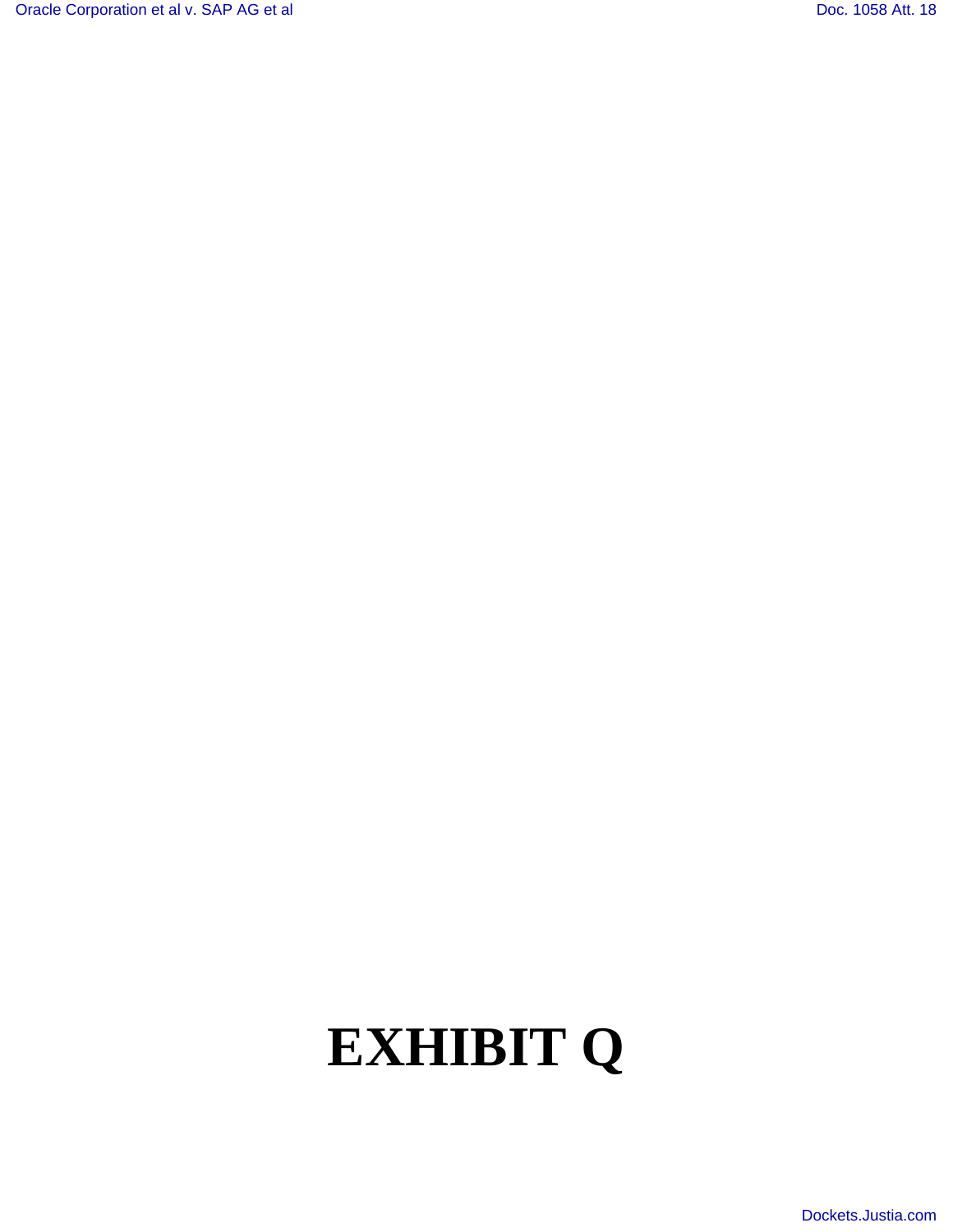# EXHIBIT Q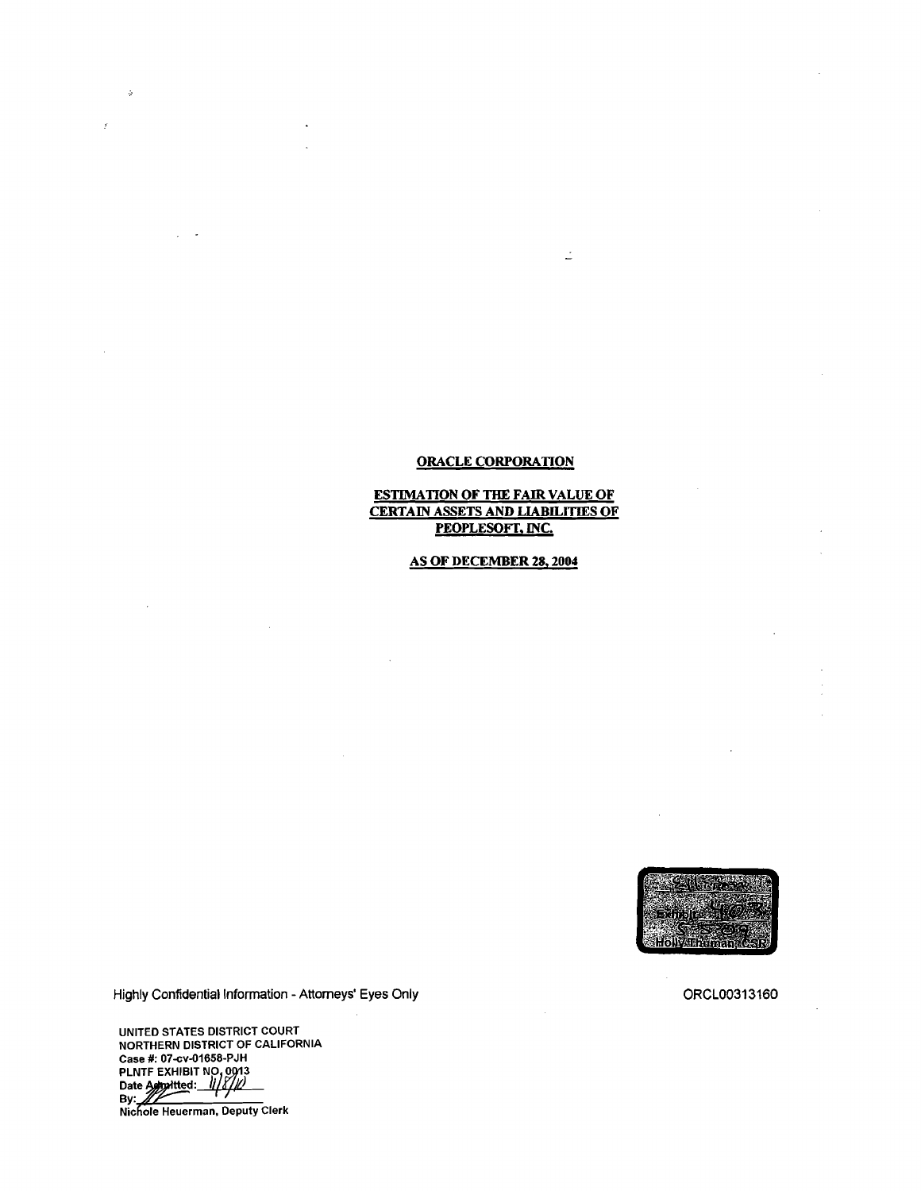**ORACLE CORPORATION**

**ESTIMATION OF THE FAIR VALUE OF CERTAIN ASSETS AND LIABILITIES OF PEOPLESOFT, INC.**

**AS OF DECEMBER 28, 2004**

Highly Confidential Information - Attorneys' Eyes Only

ORCL00313160

UNITED STATES DISTRICT COURT
NORTHERN DISTRICT OF CALIFORNIA
Case #: 07-cv-01658-PJH
PLNTF EXHIBIT NO. 0013
Date Admitted: 11/8/10
By:
Nichole Heuerman, Deputy Clerk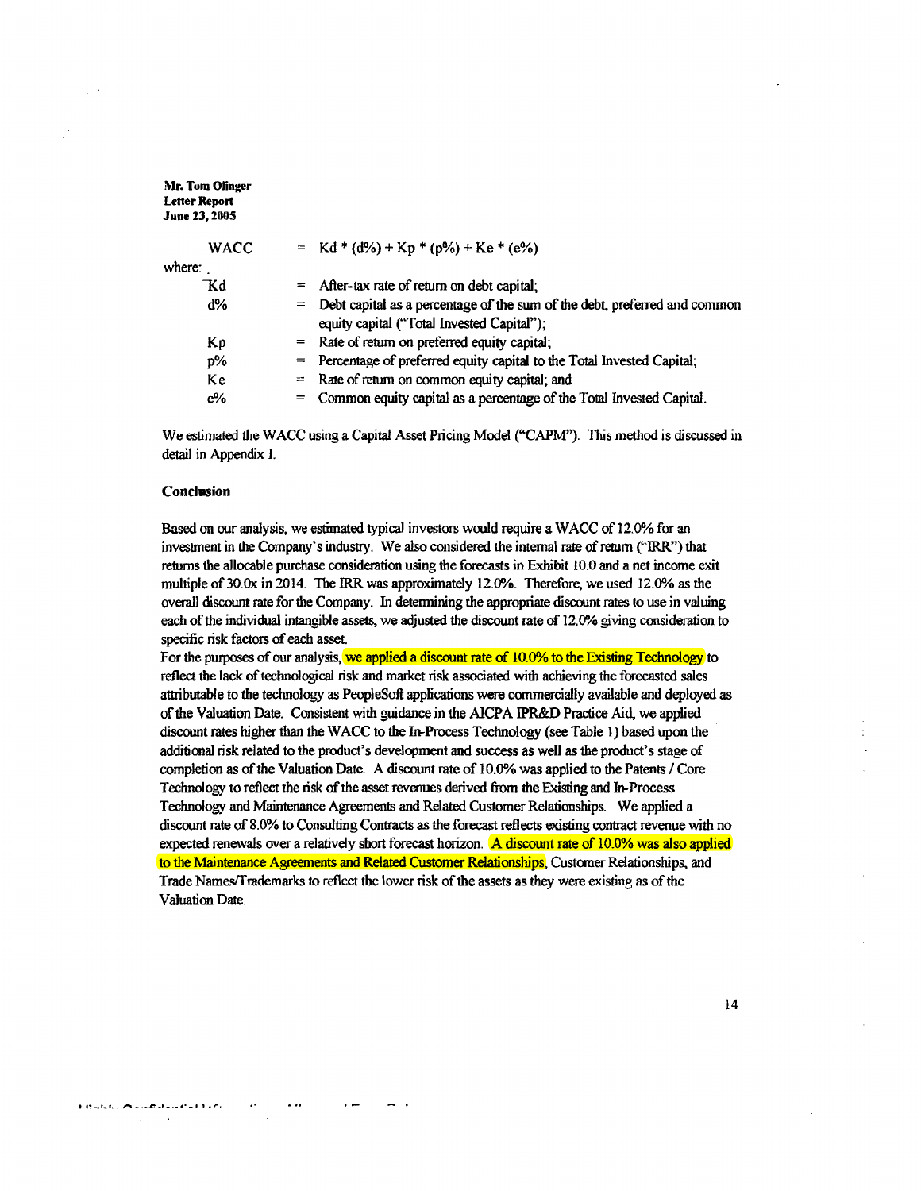$$WACC = Kd * (d\%) + Kp * (p\%) + Ke * (e\%)$$

where:

| | | |
|---|---|---|
| Kd | = | After-tax rate of return on debt capital; |
| d% | = | Debt capital as a percentage of the sum of the debt, preferred and common equity capital ("Total Invested Capital"); |
| Kp | = | Rate of return on preferred equity capital; |
| p% | = | Percentage of preferred equity capital to the Total Invested Capital; |
| Ke | = | Rate of return on common equity capital; and |
| e% | = | Common equity capital as a percentage of the Total Invested Capital. |

We estimated the WACC using a Capital Asset Pricing Model ("CAPM"). This method is discussed in detail in Appendix I.

**Conclusion**

Based on our analysis, we estimated typical investors would require a WACC of 12.0% for an investment in the Company's industry. We also considered the internal rate of return ("IRR") that returns the allocable purchase consideration using the forecasts in Exhibit 10.0 and a net income exit multiple of 30.0x in 2014. The IRR was approximately 12.0%. Therefore, we used 12.0% as the overall discount rate for the Company. In determining the appropriate discount rates to use in valuing each of the individual intangible assets, we adjusted the discount rate of 12.0% giving consideration to specific risk factors of each asset.

For the purposes of our analysis, we applied a discount rate of 10.0% to the Existing Technology to reflect the lack of technological risk and market risk associated with achieving the forecasted sales attributable to the technology as PeopleSoft applications were commercially available and deployed as of the Valuation Date. Consistent with guidance in the AICPA IPR&D Practice Aid, we applied discount rates higher than the WACC to the In-Process Technology (see Table 1) based upon the additional risk related to the product's development and success as well as the product's stage of completion as of the Valuation Date. A discount rate of 10.0% was applied to the Patents / Core Technology to reflect the risk of the asset revenues derived from the Existing and In-Process Technology and Maintenance Agreements and Related Customer Relationships. We applied a discount rate of 8.0% to Consulting Contracts as the forecast reflects existing contract revenue with no expected renewals over a relatively short forecast horizon. A discount rate of 10.0% was also applied to the Maintenance Agreements and Related Customer Relationships, Customer Relationships, and Trade Names/Trademarks to reflect the lower risk of the assets as they were existing as of the Valuation Date.